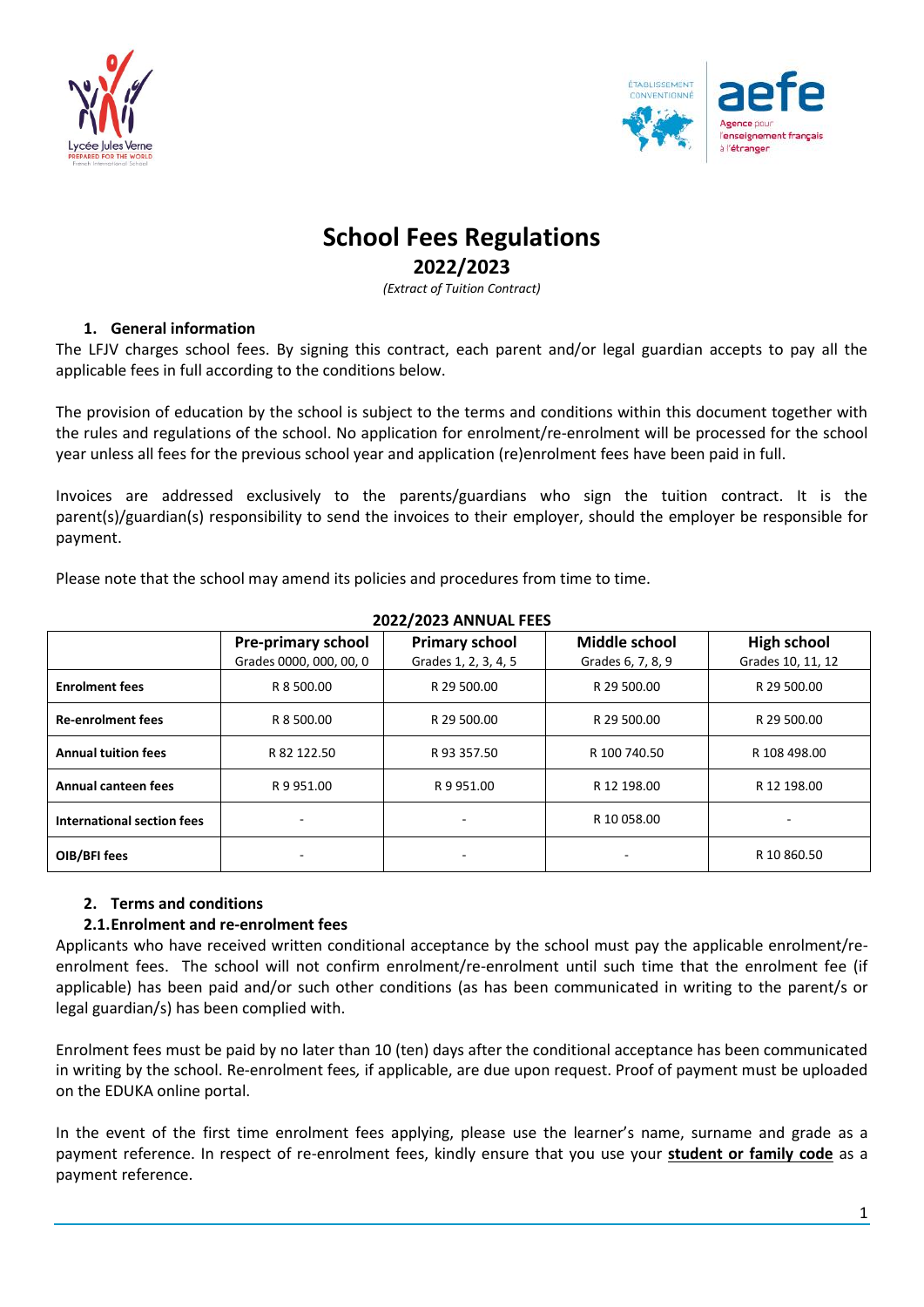# School Fees Regulations

## 2022/2023

*(Extract of Tuition Contract)*

### 1. General information

The LFJV charges school fees. By signing this contract, each parent and/or legal guardian accepts to pay all the applicable fees in full according to the conditions below.

The provision of education by the school is subject to the terms and conditions within this document together with the rules and regulations of the school. No application for enrolment/re-enrolment will be processed for the school year unless all fees for the previous school year and application (re)enrolment fees have been paid in full.

Invoices are addressed exclusively to the parents/guardians who sign the tuition contract. It is the parent(s)/guardian(s) responsibility to send the invoices to their employer, should the employer be responsible for payment.

Please note that the school may amend its policies and procedures from time to time.

**2022/2023 ANNUAL FEES**

| | **Pre-primary school** Grades 0000, 000, 00, 0 | **Primary school** Grades 1, 2, 3, 4, 5 | **Middle school** Grades 6, 7, 8, 9 | **High school** Grades 10, 11, 12 |
|---|---|---|---|---|
| **Enrolment fees** | R 8 500.00 | R 29 500.00 | R 29 500.00 | R 29 500.00 |
| **Re-enrolment fees** | R 8 500.00 | R 29 500.00 | R 29 500.00 | R 29 500.00 |
| **Annual tuition fees** | R 82 122.50 | R 93 357.50 | R 100 740.50 | R 108 498.00 |
| **Annual canteen fees** | R 9 951.00 | R 9 951.00 | R 12 198.00 | R 12 198.00 |
| **International section fees** | - | - | R 10 058.00 | - |
| **OIB/BFI fees** | - | - | - | R 10 860.50 |

### 2. Terms and conditions

#### 2.1. Enrolment and re-enrolment fees

Applicants who have received written conditional acceptance by the school must pay the applicable enrolment/re-enrolment fees. The school will not confirm enrolment/re-enrolment until such time that the enrolment fee (if applicable) has been paid and/or such other conditions (as has been communicated in writing to the parent/s or legal guardian/s) has been complied with.

Enrolment fees must be paid by no later than 10 (ten) days after the conditional acceptance has been communicated in writing by the school. Re-enrolment fees*,* if applicable, are due upon request. Proof of payment must be uploaded on the EDUKA online portal.

In the event of the first time enrolment fees applying, please use the learner's name, surname and grade as a payment reference. In respect of re-enrolment fees, kindly ensure that you use your **student or family code** as a payment reference.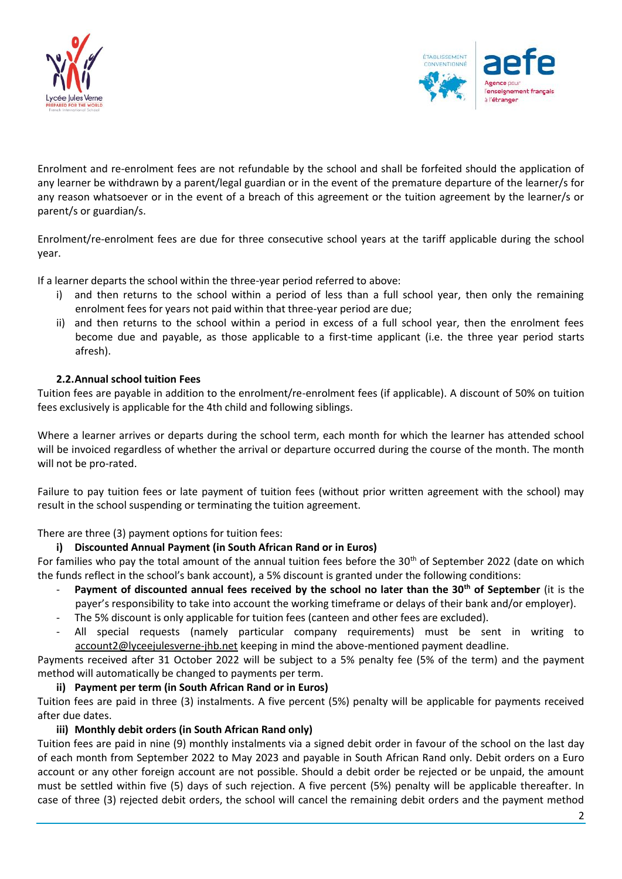Enrolment and re-enrolment fees are not refundable by the school and shall be forfeited should the application of any learner be withdrawn by a parent/legal guardian or in the event of the premature departure of the learner/s for any reason whatsoever or in the event of a breach of this agreement or the tuition agreement by the learner/s or parent/s or guardian/s.

Enrolment/re-enrolment fees are due for three consecutive school years at the tariff applicable during the school year.

If a learner departs the school within the three-year period referred to above:

i) and then returns to the school within a period of less than a full school year, then only the remaining enrolment fees for years not paid within that three-year period are due;
ii) and then returns to the school within a period in excess of a full school year, then the enrolment fees become due and payable, as those applicable to a first-time applicant (i.e. the three year period starts afresh).

### 2.2. Annual school tuition Fees

Tuition fees are payable in addition to the enrolment/re-enrolment fees (if applicable). A discount of 50% on tuition fees exclusively is applicable for the 4th child and following siblings.

Where a learner arrives or departs during the school term, each month for which the learner has attended school will be invoiced regardless of whether the arrival or departure occurred during the course of the month. The month will not be pro-rated.

Failure to pay tuition fees or late payment of tuition fees (without prior written agreement with the school) may result in the school suspending or terminating the tuition agreement.

There are three (3) payment options for tuition fees:

**i) Discounted Annual Payment (in South African Rand or in Euros)**

For families who pay the total amount of the annual tuition fees before the 30th of September 2022 (date on which the funds reflect in the school's bank account), a 5% discount is granted under the following conditions:

- **Payment of discounted annual fees received by the school no later than the 30th of September** (it is the payer's responsibility to take into account the working timeframe or delays of their bank and/or employer).
- The 5% discount is only applicable for tuition fees (canteen and other fees are excluded).
- All special requests (namely particular company requirements) must be sent in writing to account2@lyceejulesverne-jhb.net keeping in mind the above-mentioned payment deadline.

Payments received after 31 October 2022 will be subject to a 5% penalty fee (5% of the term) and the payment method will automatically be changed to payments per term.

**ii) Payment per term (in South African Rand or in Euros)**

Tuition fees are paid in three (3) instalments. A five percent (5%) penalty will be applicable for payments received after due dates.

**iii) Monthly debit orders (in South African Rand only)**

Tuition fees are paid in nine (9) monthly instalments via a signed debit order in favour of the school on the last day of each month from September 2022 to May 2023 and payable in South African Rand only. Debit orders on a Euro account or any other foreign account are not possible. Should a debit order be rejected or be unpaid, the amount must be settled within five (5) days of such rejection. A five percent (5%) penalty will be applicable thereafter. In case of three (3) rejected debit orders, the school will cancel the remaining debit orders and the payment method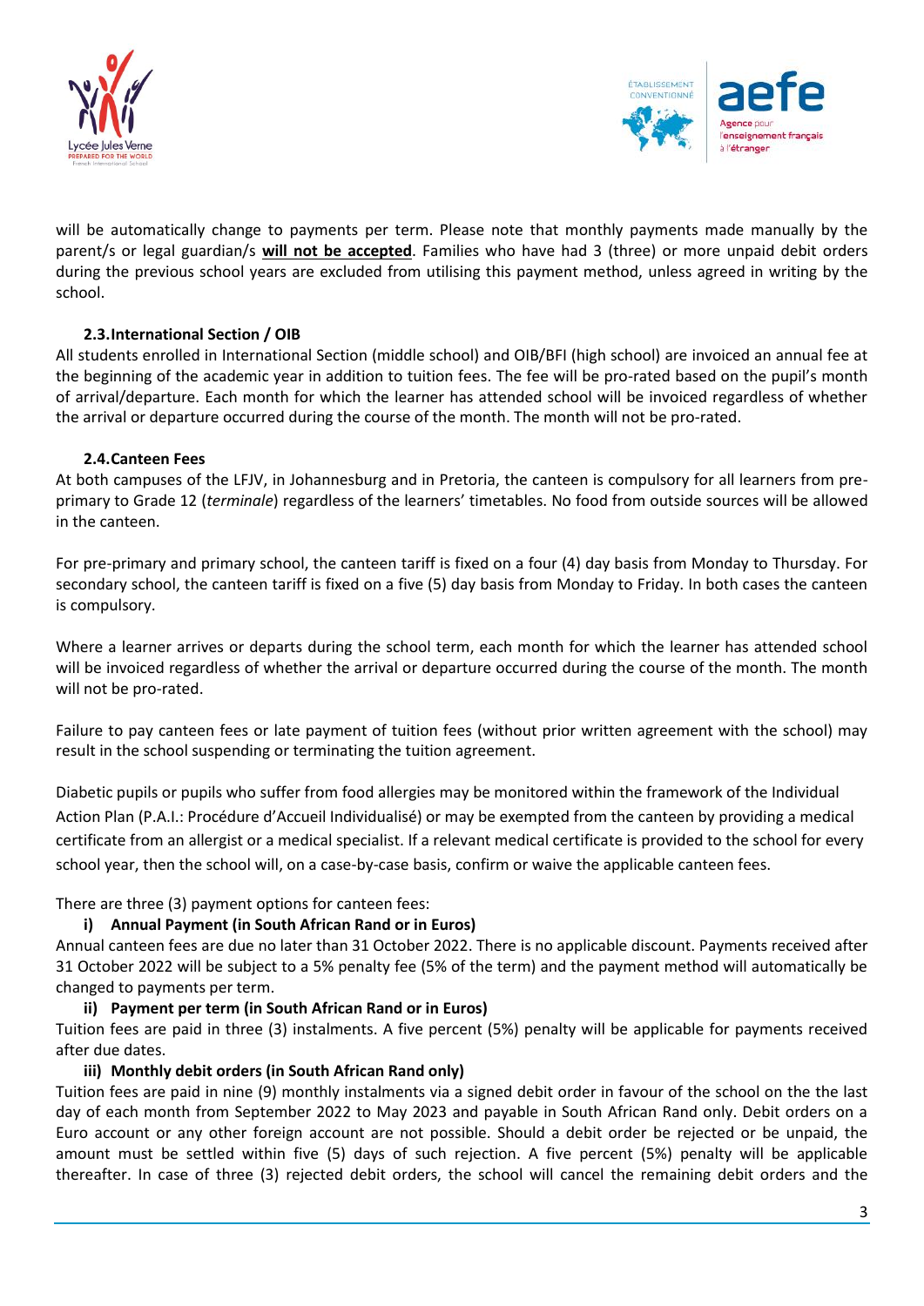will be automatically change to payments per term. Please note that monthly payments made manually by the parent/s or legal guardian/s **will not be accepted**. Families who have had 3 (three) or more unpaid debit orders during the previous school years are excluded from utilising this payment method, unless agreed in writing by the school.

### 2.3. International Section / OIB

All students enrolled in International Section (middle school) and OIB/BFI (high school) are invoiced an annual fee at the beginning of the academic year in addition to tuition fees. The fee will be pro-rated based on the pupil's month of arrival/departure. Each month for which the learner has attended school will be invoiced regardless of whether the arrival or departure occurred during the course of the month. The month will not be pro-rated.

### 2.4. Canteen Fees

At both campuses of the LFJV, in Johannesburg and in Pretoria, the canteen is compulsory for all learners from pre-primary to Grade 12 (*terminale*) regardless of the learners' timetables. No food from outside sources will be allowed in the canteen.

For pre-primary and primary school, the canteen tariff is fixed on a four (4) day basis from Monday to Thursday. For secondary school, the canteen tariff is fixed on a five (5) day basis from Monday to Friday. In both cases the canteen is compulsory.

Where a learner arrives or departs during the school term, each month for which the learner has attended school will be invoiced regardless of whether the arrival or departure occurred during the course of the month. The month will not be pro-rated.

Failure to pay canteen fees or late payment of tuition fees (without prior written agreement with the school) may result in the school suspending or terminating the tuition agreement.

Diabetic pupils or pupils who suffer from food allergies may be monitored within the framework of the Individual Action Plan (P.A.I.: Procédure d'Accueil Individualisé) or may be exempted from the canteen by providing a medical certificate from an allergist or a medical specialist. If a relevant medical certificate is provided to the school for every school year, then the school will, on a case-by-case basis, confirm or waive the applicable canteen fees.

There are three (3) payment options for canteen fees:

**i) Annual Payment (in South African Rand or in Euros)**

Annual canteen fees are due no later than 31 October 2022. There is no applicable discount. Payments received after 31 October 2022 will be subject to a 5% penalty fee (5% of the term) and the payment method will automatically be changed to payments per term.

**ii) Payment per term (in South African Rand or in Euros)**

Tuition fees are paid in three (3) instalments. A five percent (5%) penalty will be applicable for payments received after due dates.

**iii) Monthly debit orders (in South African Rand only)**

Tuition fees are paid in nine (9) monthly instalments via a signed debit order in favour of the school on the the last day of each month from September 2022 to May 2023 and payable in South African Rand only. Debit orders on a Euro account or any other foreign account are not possible. Should a debit order be rejected or be unpaid, the amount must be settled within five (5) days of such rejection. A five percent (5%) penalty will be applicable thereafter. In case of three (3) rejected debit orders, the school will cancel the remaining debit orders and the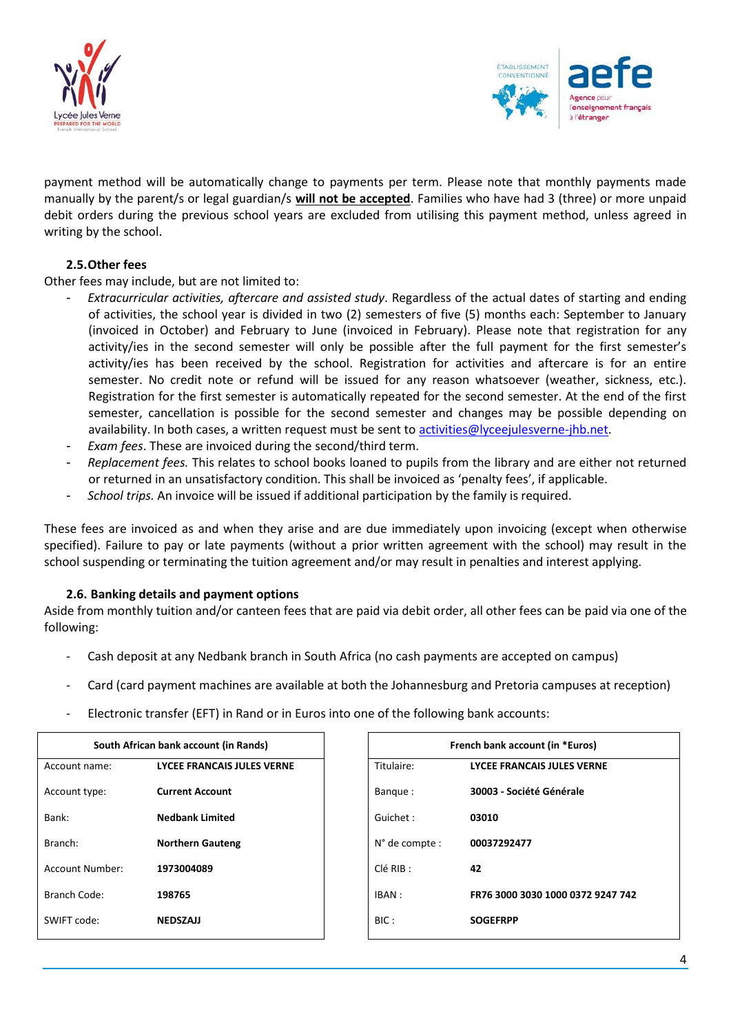payment method will be automatically change to payments per term. Please note that monthly payments made manually by the parent/s or legal guardian/s **will not be accepted**. Families who have had 3 (three) or more unpaid debit orders during the previous school years are excluded from utilising this payment method, unless agreed in writing by the school.

### 2.5. Other fees

Other fees may include, but are not limited to:

- *Extracurricular activities, aftercare and assisted study*. Regardless of the actual dates of starting and ending of activities, the school year is divided in two (2) semesters of five (5) months each: September to January (invoiced in October) and February to June (invoiced in February). Please note that registration for any activity/ies in the second semester will only be possible after the full payment for the first semester's activity/ies has been received by the school. Registration for activities and aftercare is for an entire semester. No credit note or refund will be issued for any reason whatsoever (weather, sickness, etc.). Registration for the first semester is automatically repeated for the second semester. At the end of the first semester, cancellation is possible for the second semester and changes may be possible depending on availability. In both cases, a written request must be sent to activities@lyceejulesverne-jhb.net.
- *Exam fees*. These are invoiced during the second/third term.
- *Replacement fees.* This relates to school books loaned to pupils from the library and are either not returned or returned in an unsatisfactory condition. This shall be invoiced as 'penalty fees', if applicable.
- *School trips.* An invoice will be issued if additional participation by the family is required.

These fees are invoiced as and when they arise and are due immediately upon invoicing (except when otherwise specified). Failure to pay or late payments (without a prior written agreement with the school) may result in the school suspending or terminating the tuition agreement and/or may result in penalties and interest applying.

### 2.6. Banking details and payment options

Aside from monthly tuition and/or canteen fees that are paid via debit order, all other fees can be paid via one of the following:

- Cash deposit at any Nedbank branch in South Africa (no cash payments are accepted on campus)
- Card (card payment machines are available at both the Johannesburg and Pretoria campuses at reception)
- Electronic transfer (EFT) in Rand or in Euros into one of the following bank accounts:

| South African bank account (in Rands) | |
|---|---|
| Account name: | **LYCEE FRANCAIS JULES VERNE** |
| Account type: | **Current Account** |
| Bank: | **Nedbank Limited** |
| Branch: | **Northern Gauteng** |
| Account Number: | **1973004089** |
| Branch Code: | **198765** |
| SWIFT code: | **NEDSZAJJ** |

| French bank account (in *Euros) | |
|---|---|
| Titulaire: | **LYCEE FRANCAIS JULES VERNE** |
| Banque : | **30003 - Société Générale** |
| Guichet : | **03010** |
| N° de compte : | **00037292477** |
| Clé RIB : | **42** |
| IBAN : | **FR76 3000 3030 1000 0372 9247 742** |
| BIC : | **SOGEFRPP** |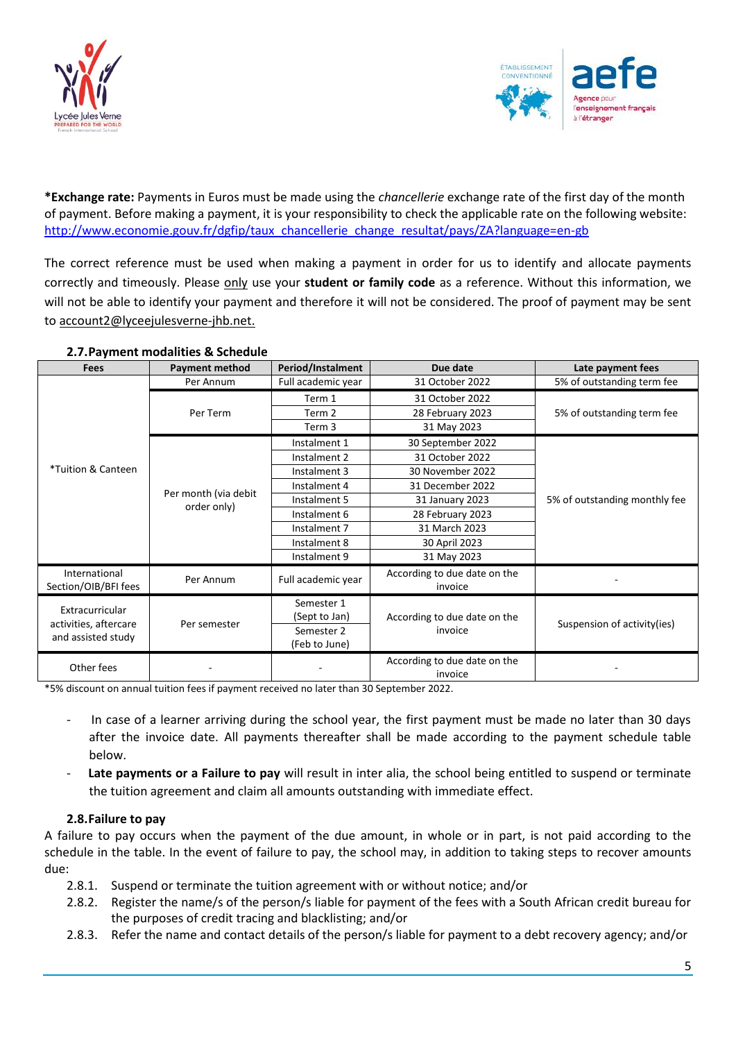***Exchange rate:** Payments in Euros must be made using the *chancellerie* exchange rate of the first day of the month of payment. Before making a payment, it is your responsibility to check the applicable rate on the following website: http://www.economie.gouv.fr/dgfip/taux_chancellerie_change_resultat/pays/ZA?language=en-gb

The correct reference must be used when making a payment in order for us to identify and allocate payments correctly and timeously. Please only use your **student or family code** as a reference. Without this information, we will not be able to identify your payment and therefore it will not be considered. The proof of payment may be sent to account2@lyceejulesverne-jhb.net.

### 2.7. Payment modalities & Schedule

| Fees | Payment method | Period/Instalment | Due date | Late payment fees |
|---|---|---|---|---|
| *Tuition & Canteen | Per Annum | Full academic year | 31 October 2022 | 5% of outstanding term fee |
| | Per Term | Term 1 | 31 October 2022 | 5% of outstanding term fee |
| | | Term 2 | 28 February 2023 | |
| | | Term 3 | 31 May 2023 | |
| | Per month (via debit order only) | Instalment 1 | 30 September 2022 | 5% of outstanding monthly fee |
| | | Instalment 2 | 31 October 2022 | |
| | | Instalment 3 | 30 November 2022 | |
| | | Instalment 4 | 31 December 2022 | |
| | | Instalment 5 | 31 January 2023 | |
| | | Instalment 6 | 28 February 2023 | |
| | | Instalment 7 | 31 March 2023 | |
| | | Instalment 8 | 30 April 2023 | |
| | | Instalment 9 | 31 May 2023 | |
| International Section/OIB/BFI fees | Per Annum | Full academic year | According to due date on the invoice | - |
| Extracurricular activities, aftercare and assisted study | Per semester | Semester 1 (Sept to Jan) | According to due date on the invoice | Suspension of activity(ies) |
| | | Semester 2 (Feb to June) | | |
| Other fees | - | - | According to due date on the invoice | - |

*5% discount on annual tuition fees if payment received no later than 30 September 2022.

- In case of a learner arriving during the school year, the first payment must be made no later than 30 days after the invoice date. All payments thereafter shall be made according to the payment schedule table below.
- **Late payments or a Failure to pay** will result in inter alia, the school being entitled to suspend or terminate the tuition agreement and claim all amounts outstanding with immediate effect.

### 2.8. Failure to pay

A failure to pay occurs when the payment of the due amount, in whole or in part, is not paid according to the schedule in the table. In the event of failure to pay, the school may, in addition to taking steps to recover amounts due:

2.8.1. Suspend or terminate the tuition agreement with or without notice; and/or

2.8.2. Register the name/s of the person/s liable for payment of the fees with a South African credit bureau for the purposes of credit tracing and blacklisting; and/or

2.8.3. Refer the name and contact details of the person/s liable for payment to a debt recovery agency; and/or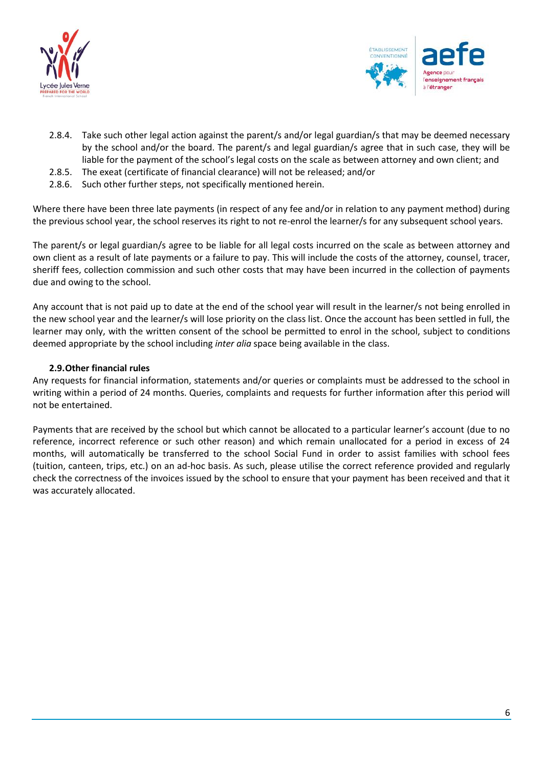2.8.4. Take such other legal action against the parent/s and/or legal guardian/s that may be deemed necessary by the school and/or the board. The parent/s and legal guardian/s agree that in such case, they will be liable for the payment of the school's legal costs on the scale as between attorney and own client; and

2.8.5. The exeat (certificate of financial clearance) will not be released; and/or

2.8.6. Such other further steps, not specifically mentioned herein.

Where there have been three late payments (in respect of any fee and/or in relation to any payment method) during the previous school year, the school reserves its right to not re-enrol the learner/s for any subsequent school years.

The parent/s or legal guardian/s agree to be liable for all legal costs incurred on the scale as between attorney and own client as a result of late payments or a failure to pay. This will include the costs of the attorney, counsel, tracer, sheriff fees, collection commission and such other costs that may have been incurred in the collection of payments due and owing to the school.

Any account that is not paid up to date at the end of the school year will result in the learner/s not being enrolled in the new school year and the learner/s will lose priority on the class list. Once the account has been settled in full, the learner may only, with the written consent of the school be permitted to enrol in the school, subject to conditions deemed appropriate by the school including *inter alia* space being available in the class.

### 2.9. Other financial rules

Any requests for financial information, statements and/or queries or complaints must be addressed to the school in writing within a period of 24 months. Queries, complaints and requests for further information after this period will not be entertained.

Payments that are received by the school but which cannot be allocated to a particular learner's account (due to no reference, incorrect reference or such other reason) and which remain unallocated for a period in excess of 24 months, will automatically be transferred to the school Social Fund in order to assist families with school fees (tuition, canteen, trips, etc.) on an ad-hoc basis. As such, please utilise the correct reference provided and regularly check the correctness of the invoices issued by the school to ensure that your payment has been received and that it was accurately allocated.